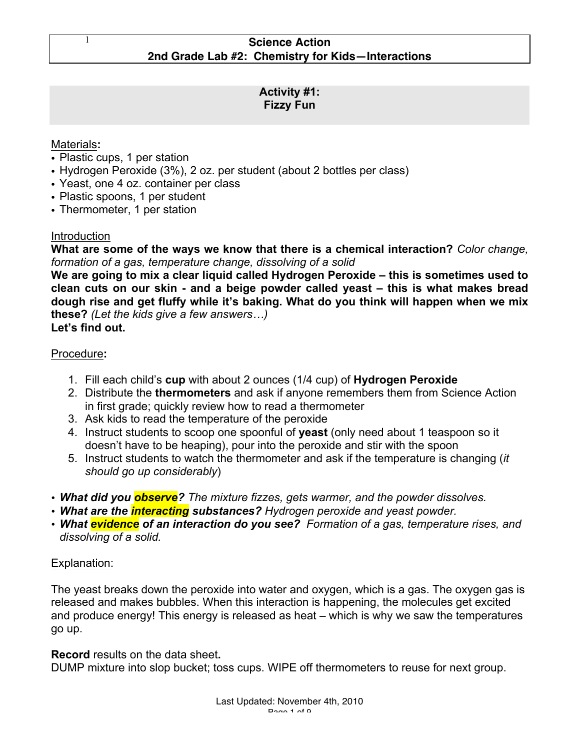# Science Action
## 2nd Grade Lab #2: Chemistry for Kids—Interactions

### Activity #1: Fizzy Fun

Materials**:**
- Plastic cups, 1 per station
- Hydrogen Peroxide (3%), 2 oz. per student (about 2 bottles per class)
- Yeast, one 4 oz. container per class
- Plastic spoons, 1 per student
- Thermometer, 1 per station

Introduction

**What are some of the ways we know that there is a chemical interaction?** *Color change, formation of a gas, temperature change, dissolving of a solid*

**We are going to mix a clear liquid called Hydrogen Peroxide – this is sometimes used to clean cuts on our skin - and a beige powder called yeast – this is what makes bread dough rise and get fluffy while it's baking. What do you think will happen when we mix these?** *(Let the kids give a few answers…)*

**Let's find out.**

Procedure**:**

1. Fill each child's **cup** with about 2 ounces (1/4 cup) of **Hydrogen Peroxide**
2. Distribute the **thermometers** and ask if anyone remembers them from Science Action in first grade; quickly review how to read a thermometer
3. Ask kids to read the temperature of the peroxide
4. Instruct students to scoop one spoonful of **yeast** (only need about 1 teaspoon so it doesn't have to be heaping), pour into the peroxide and stir with the spoon
5. Instruct students to watch the thermometer and ask if the temperature is changing (*it should go up considerably*)

- ***What did you observe?*** *The mixture fizzes, gets warmer, and the powder dissolves.*
- ***What are the interacting substances?*** *Hydrogen peroxide and yeast powder.*
- ***What evidence of an interaction do you see?*** *Formation of a gas, temperature rises, and dissolving of a solid.*

Explanation:

The yeast breaks down the peroxide into water and oxygen, which is a gas. The oxygen gas is released and makes bubbles. When this interaction is happening, the molecules get excited and produce energy! This energy is released as heat – which is why we saw the temperatures go up.

**Record** results on the data sheet**.**

DUMP mixture into slop bucket; toss cups. WIPE off thermometers to reuse for next group.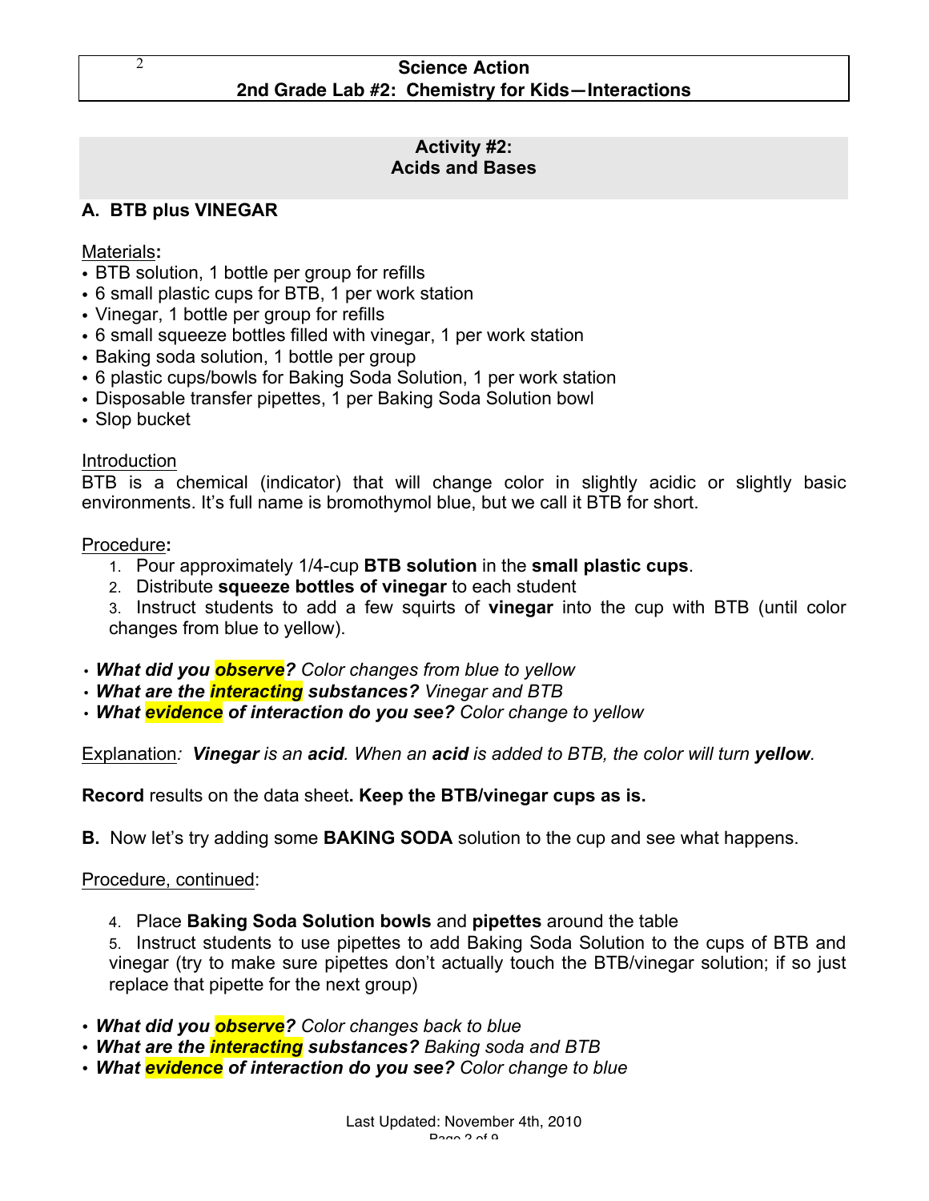## Activity #2:
## Acids and Bases

### A. BTB plus VINEGAR

Materials**:**

- BTB solution, 1 bottle per group for refills
- 6 small plastic cups for BTB, 1 per work station
- Vinegar, 1 bottle per group for refills
- 6 small squeeze bottles filled with vinegar, 1 per work station
- Baking soda solution, 1 bottle per group
- 6 plastic cups/bowls for Baking Soda Solution, 1 per work station
- Disposable transfer pipettes, 1 per Baking Soda Solution bowl
- Slop bucket

Introduction

BTB is a chemical (indicator) that will change color in slightly acidic or slightly basic environments. It's full name is bromothymol blue, but we call it BTB for short.

Procedure**:**

1. Pour approximately 1/4-cup **BTB solution** in the **small plastic cups**.
2. Distribute **squeeze bottles of vinegar** to each student
3. Instruct students to add a few squirts of **vinegar** into the cup with BTB (until color changes from blue to yellow).

- ***What did you observe?*** *Color changes from blue to yellow*
- ***What are the interacting substances?*** *Vinegar and BTB*
- ***What evidence of interaction do you see?*** *Color change to yellow*

Explanation*:* ***Vinegar*** *is an* ***acid****. When an* ***acid*** *is added to BTB, the color will turn* ***yellow****.*

**Record** results on the data sheet**. Keep the BTB/vinegar cups as is.**

**B.** Now let's try adding some **BAKING SODA** solution to the cup and see what happens.

Procedure, continued:

4. Place **Baking Soda Solution bowls** and **pipettes** around the table
5. Instruct students to use pipettes to add Baking Soda Solution to the cups of BTB and vinegar (try to make sure pipettes don't actually touch the BTB/vinegar solution; if so just replace that pipette for the next group)

- ***What did you observe?*** *Color changes back to blue*
- ***What are the interacting substances?*** *Baking soda and BTB*
- ***What evidence of interaction do you see?*** *Color change to blue*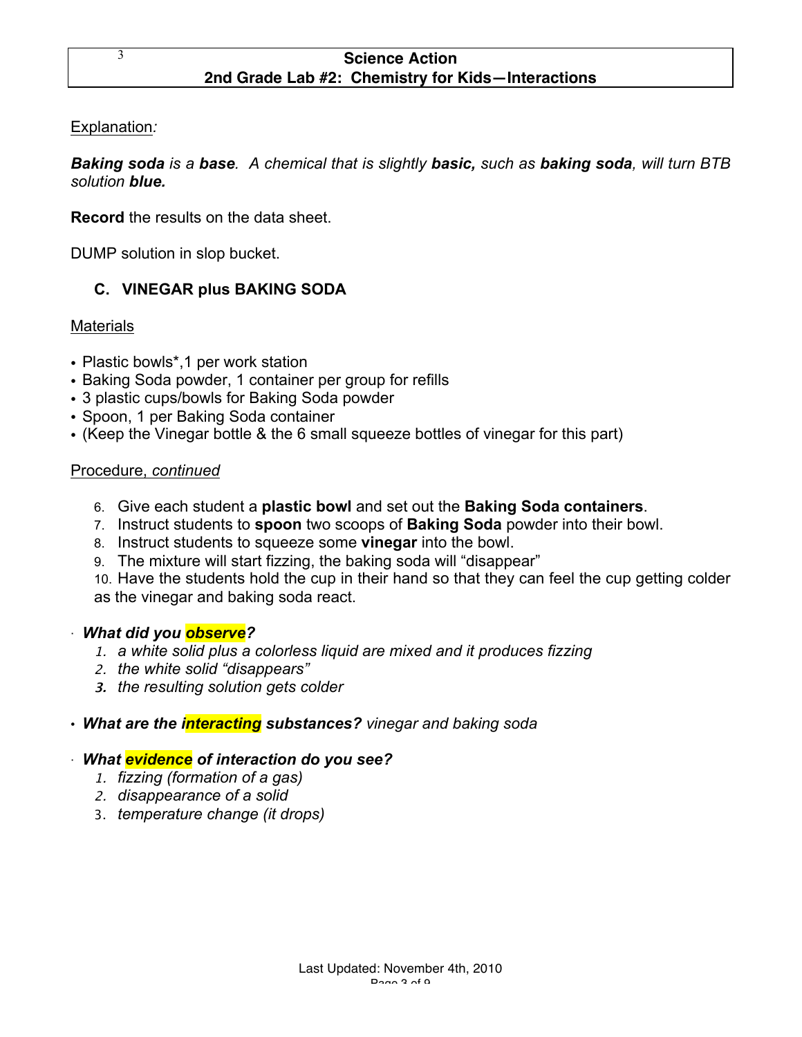Explanation*:*

***Baking soda** is a **base**. A chemical that is slightly **basic,** such as **baking soda**, will turn BTB solution **blue.***

**Record** the results on the data sheet.

DUMP solution in slop bucket.

### C. VINEGAR plus BAKING SODA

Materials

- Plastic bowls*,1 per work station
- Baking Soda powder, 1 container per group for refills
- 3 plastic cups/bowls for Baking Soda powder
- Spoon, 1 per Baking Soda container
- (Keep the Vinegar bottle & the 6 small squeeze bottles of vinegar for this part)

Procedure, *continued*

6. Give each student a **plastic bowl** and set out the **Baking Soda containers**.
7. Instruct students to **spoon** two scoops of **Baking Soda** powder into their bowl.
8. Instruct students to squeeze some **vinegar** into the bowl.
9. The mixture will start fizzing, the baking soda will "disappear"
10. Have the students hold the cup in their hand so that they can feel the cup getting colder as the vinegar and baking soda react.

- ***What did you observe?***
  1. *a white solid plus a colorless liquid are mixed and it produces fizzing*
  2. *the white solid "disappears"*
  3. *the resulting solution gets colder*

- ***What are the interacting substances?*** *vinegar and baking soda*

- ***What evidence of interaction do you see?***
  1. *fizzing (formation of a gas)*
  2. *disappearance of a solid*
  3. *temperature change (it drops)*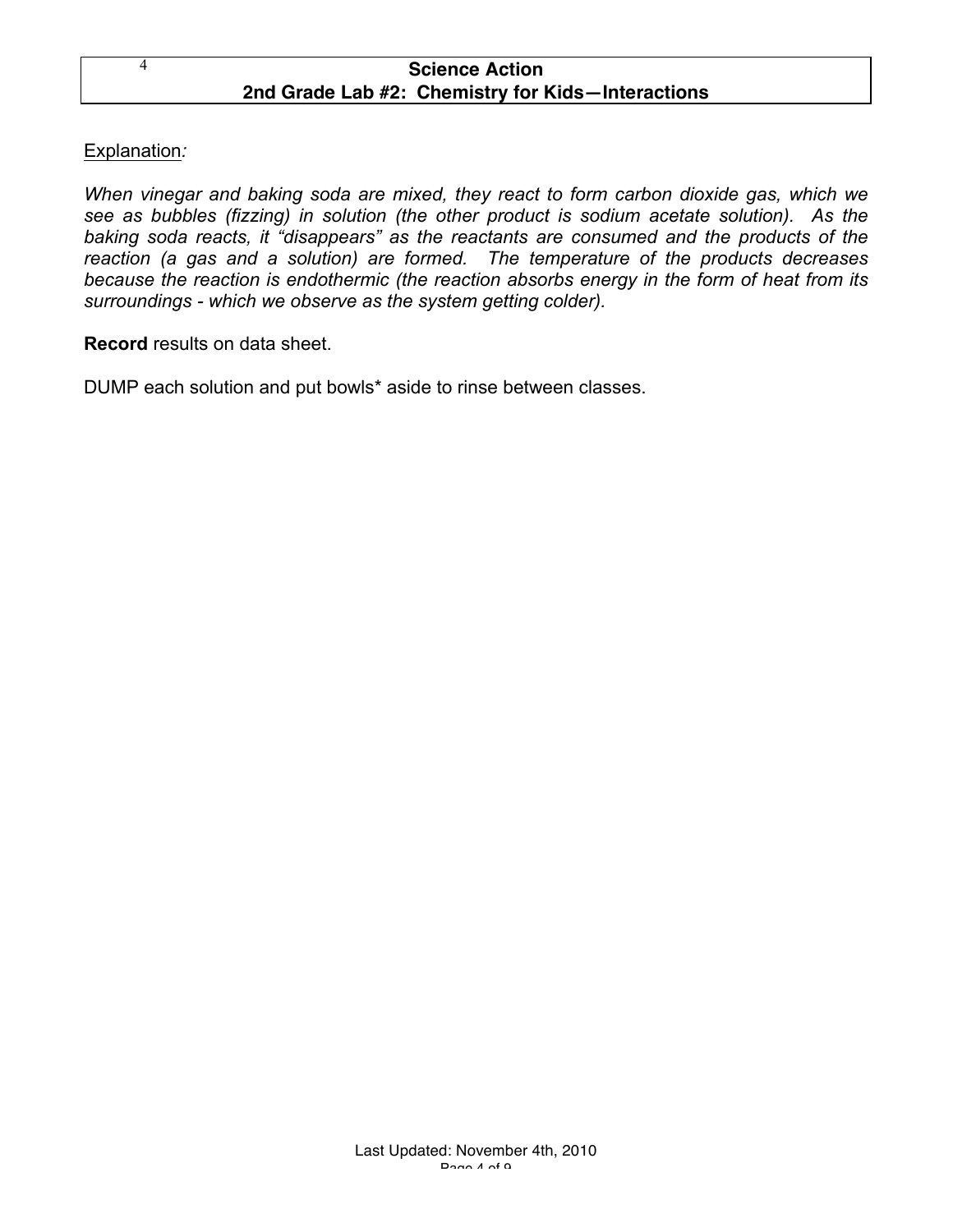Explanation*:*

*When vinegar and baking soda are mixed, they react to form carbon dioxide gas, which we see as bubbles (fizzing) in solution (the other product is sodium acetate solution). As the baking soda reacts, it "disappears" as the reactants are consumed and the products of the reaction (a gas and a solution) are formed. The temperature of the products decreases because the reaction is endothermic (the reaction absorbs energy in the form of heat from its surroundings - which we observe as the system getting colder).*

**Record** results on data sheet.

DUMP each solution and put bowls* aside to rinse between classes.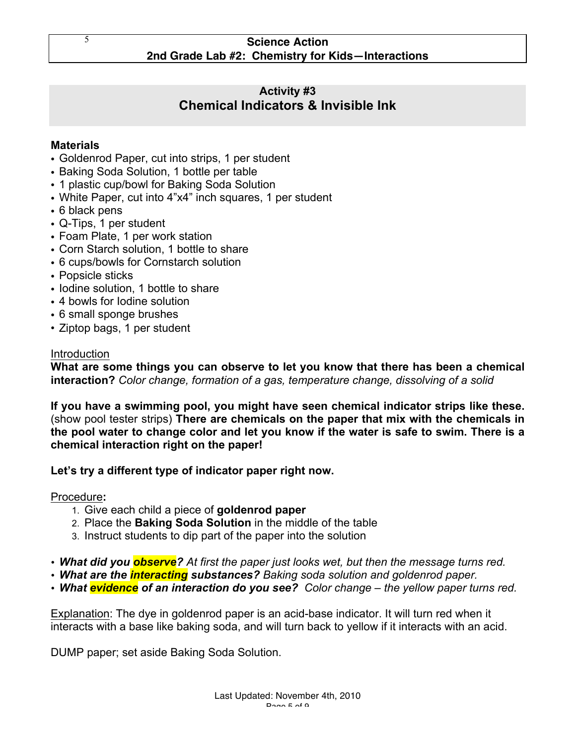## Activity #3
# Chemical Indicators & Invisible Ink

**Materials**

- Goldenrod Paper, cut into strips, 1 per student
- Baking Soda Solution, 1 bottle per table
- 1 plastic cup/bowl for Baking Soda Solution
- White Paper, cut into 4"x4" inch squares, 1 per student
- 6 black pens
- Q-Tips, 1 per student
- Foam Plate, 1 per work station
- Corn Starch solution, 1 bottle to share
- 6 cups/bowls for Cornstarch solution
- Popsicle sticks
- Iodine solution, 1 bottle to share
- 4 bowls for Iodine solution
- 6 small sponge brushes
- Ziptop bags, 1 per student

Introduction

**What are some things you can observe to let you know that there has been a chemical interaction?** *Color change, formation of a gas, temperature change, dissolving of a solid*

**If you have a swimming pool, you might have seen chemical indicator strips like these.** (show pool tester strips) **There are chemicals on the paper that mix with the chemicals in the pool water to change color and let you know if the water is safe to swim. There is a chemical interaction right on the paper!**

**Let's try a different type of indicator paper right now.**

Procedure**:**

1. Give each child a piece of **goldenrod paper**
2. Place the **Baking Soda Solution** in the middle of the table
3. Instruct students to dip part of the paper into the solution

- ***What did you observe?*** *At first the paper just looks wet, but then the message turns red.*
- ***What are the interacting substances?*** *Baking soda solution and goldenrod paper.*
- ***What evidence of an interaction do you see?*** *Color change – the yellow paper turns red.*

Explanation: The dye in goldenrod paper is an acid-base indicator. It will turn red when it interacts with a base like baking soda, and will turn back to yellow if it interacts with an acid.

DUMP paper; set aside Baking Soda Solution.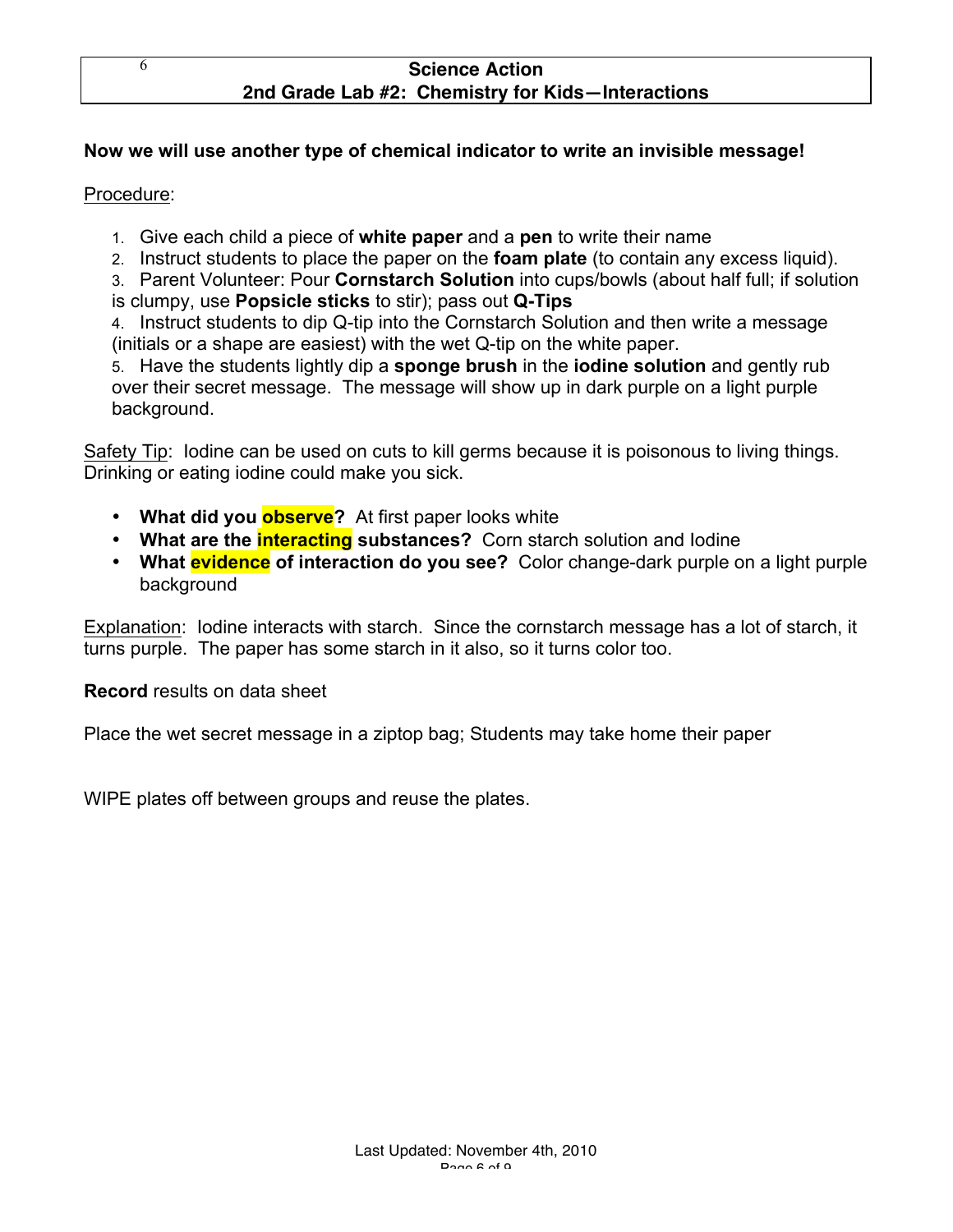**Science Action**
**2nd Grade Lab #2: Chemistry for Kids—Interactions**

**Now we will use another type of chemical indicator to write an invisible message!**

Procedure:

1. Give each child a piece of **white paper** and a **pen** to write their name
2. Instruct students to place the paper on the **foam plate** (to contain any excess liquid).
3. Parent Volunteer: Pour **Cornstarch Solution** into cups/bowls (about half full; if solution is clumpy, use **Popsicle sticks** to stir); pass out **Q-Tips**
4. Instruct students to dip Q-tip into the Cornstarch Solution and then write a message (initials or a shape are easiest) with the wet Q-tip on the white paper.
5. Have the students lightly dip a **sponge brush** in the **iodine solution** and gently rub over their secret message. The message will show up in dark purple on a light purple background.

Safety Tip: Iodine can be used on cuts to kill germs because it is poisonous to living things. Drinking or eating iodine could make you sick.

- **What did you observe?** At first paper looks white
- **What are the interacting substances?** Corn starch solution and Iodine
- **What evidence of interaction do you see?** Color change-dark purple on a light purple background

Explanation: Iodine interacts with starch. Since the cornstarch message has a lot of starch, it turns purple. The paper has some starch in it also, so it turns color too.

**Record** results on data sheet

Place the wet secret message in a ziptop bag; Students may take home their paper

WIPE plates off between groups and reuse the plates.

Last Updated: November 4th, 2010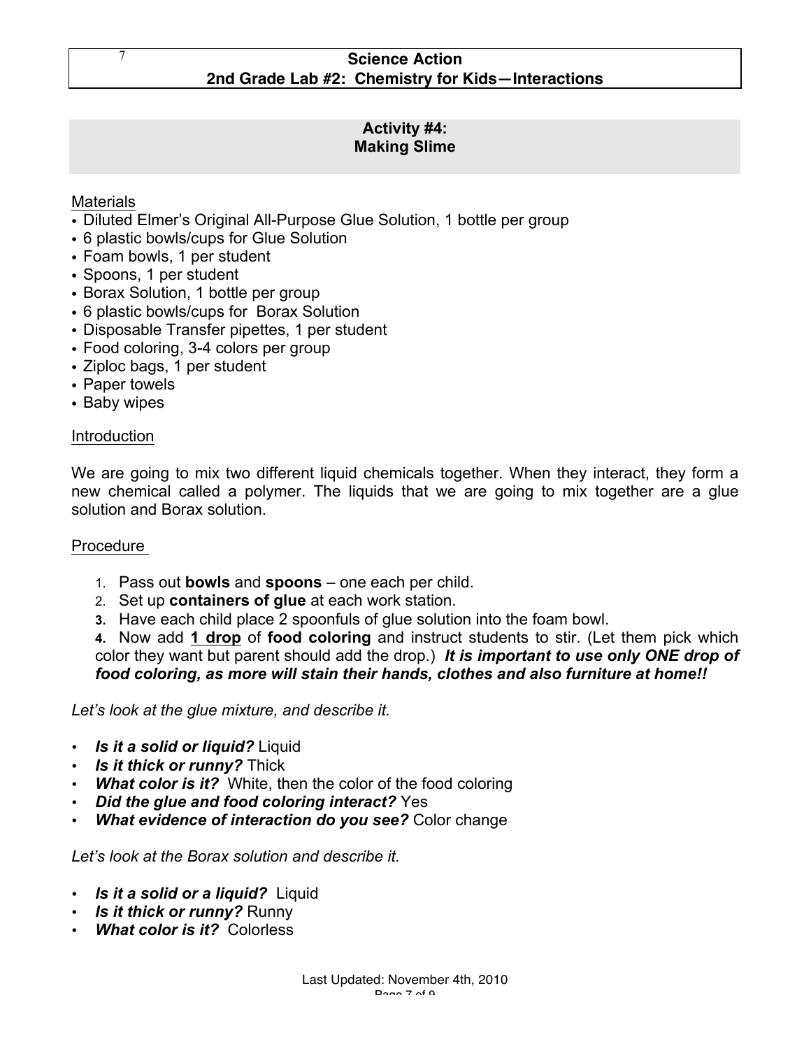## Activity #4: Making Slime

Materials

- Diluted Elmer's Original All-Purpose Glue Solution, 1 bottle per group
- 6 plastic bowls/cups for Glue Solution
- Foam bowls, 1 per student
- Spoons, 1 per student
- Borax Solution, 1 bottle per group
- 6 plastic bowls/cups for Borax Solution
- Disposable Transfer pipettes, 1 per student
- Food coloring, 3-4 colors per group
- Ziploc bags, 1 per student
- Paper towels
- Baby wipes

Introduction

We are going to mix two different liquid chemicals together. When they interact, they form a new chemical called a polymer. The liquids that we are going to mix together are a glue solution and Borax solution.

Procedure

1. Pass out **bowls** and **spoons** – one each per child.
2. Set up **containers of glue** at each work station.
3. Have each child place 2 spoonfuls of glue solution into the foam bowl.
4. Now add **1 drop** of **food coloring** and instruct students to stir. (Let them pick which color they want but parent should add the drop.) ***It is important to use only ONE drop of food coloring, as more will stain their hands, clothes and also furniture at home!!***

*Let's look at the glue mixture, and describe it.*

- ***Is it a solid or liquid?*** Liquid
- ***Is it thick or runny?*** Thick
- ***What color is it?*** White, then the color of the food coloring
- ***Did the glue and food coloring interact?*** Yes
- ***What evidence of interaction do you see?*** Color change

*Let's look at the Borax solution and describe it.*

- ***Is it a solid or a liquid?*** Liquid
- ***Is it thick or runny?*** Runny
- ***What color is it?*** Colorless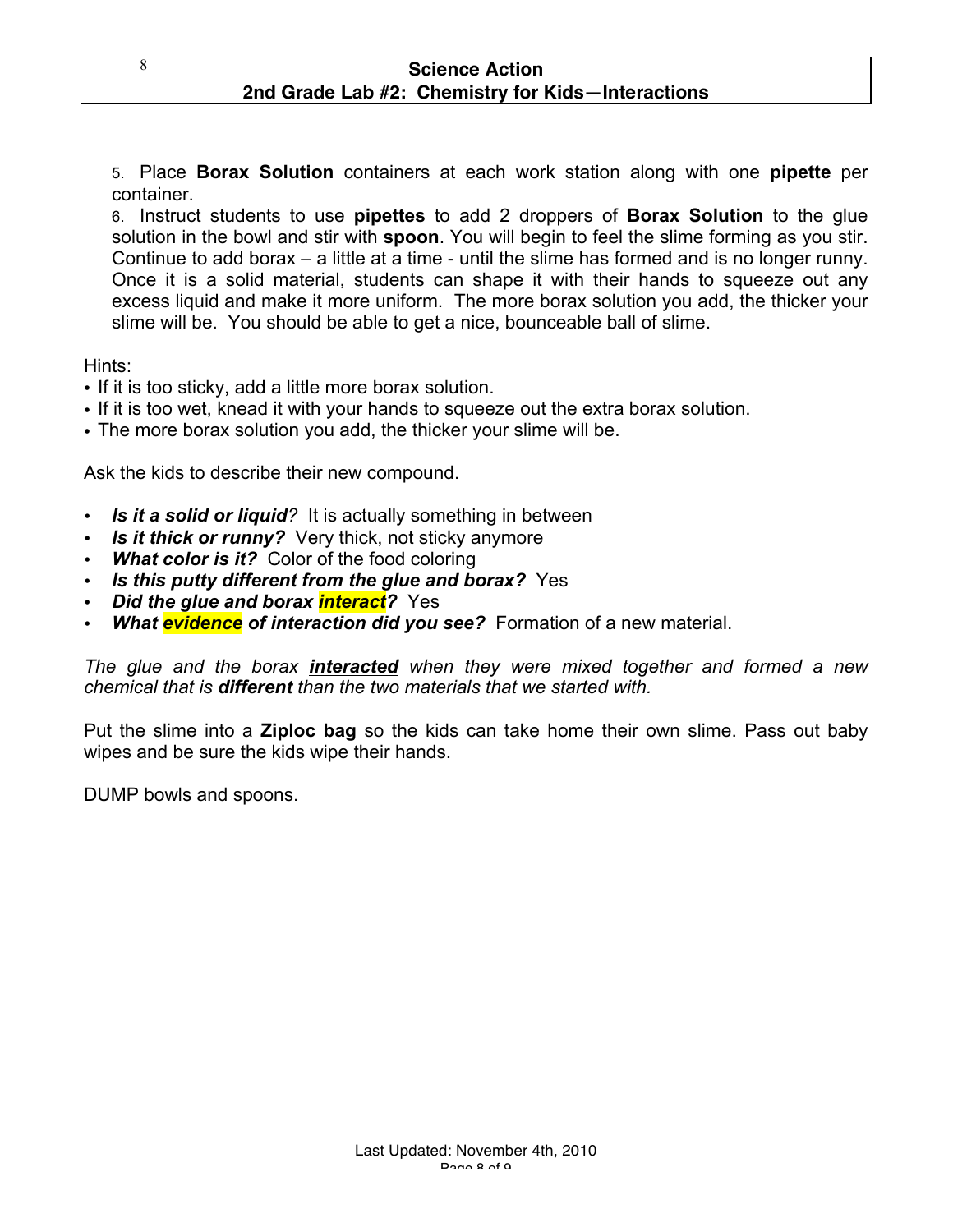5. Place **Borax Solution** containers at each work station along with one **pipette** per container.

6. Instruct students to use **pipettes** to add 2 droppers of **Borax Solution** to the glue solution in the bowl and stir with **spoon**. You will begin to feel the slime forming as you stir. Continue to add borax – a little at a time - until the slime has formed and is no longer runny. Once it is a solid material, students can shape it with their hands to squeeze out any excess liquid and make it more uniform. The more borax solution you add, the thicker your slime will be. You should be able to get a nice, bounceable ball of slime.

Hints:

- If it is too sticky, add a little more borax solution.
- If it is too wet, knead it with your hands to squeeze out the extra borax solution.
- The more borax solution you add, the thicker your slime will be.

Ask the kids to describe their new compound.

- ***Is it a solid or liquid?*** It is actually something in between
- ***Is it thick or runny?*** Very thick, not sticky anymore
- ***What color is it?*** Color of the food coloring
- ***Is this putty different from the glue and borax?*** Yes
- ***Did the glue and borax interact?*** Yes
- ***What evidence of interaction did you see?*** Formation of a new material.

*The glue and the borax* ***interacted*** *when they were mixed together and formed a new chemical that is* ***different*** *than the two materials that we started with.*

Put the slime into a **Ziploc bag** so the kids can take home their own slime. Pass out baby wipes and be sure the kids wipe their hands.

DUMP bowls and spoons.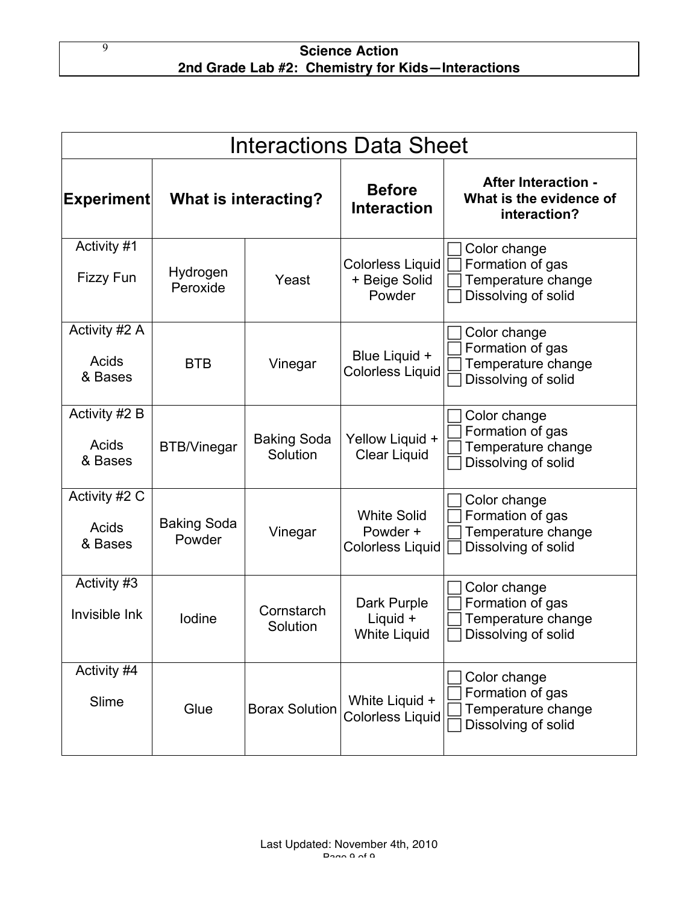**Science Action**
**2nd Grade Lab #2: Chemistry for Kids—Interactions**

| Interactions Data Sheet | | | | |
|---|---|---|---|---|
| **Experiment** | **What is interacting?** | | **Before Interaction** | **After Interaction - What is the evidence of interaction?** |
| Activity #1<br>Fizzy Fun | Hydrogen Peroxide | Yeast | Colorless Liquid + Beige Solid Powder | ☐ Color change<br>☐ Formation of gas<br>☐ Temperature change<br>☐ Dissolving of solid |
| Activity #2 A<br>Acids & Bases | BTB | Vinegar | Blue Liquid + Colorless Liquid | ☐ Color change<br>☐ Formation of gas<br>☐ Temperature change<br>☐ Dissolving of solid |
| Activity #2 B<br>Acids & Bases | BTB/Vinegar | Baking Soda Solution | Yellow Liquid + Clear Liquid | ☐ Color change<br>☐ Formation of gas<br>☐ Temperature change<br>☐ Dissolving of solid |
| Activity #2 C<br>Acids & Bases | Baking Soda Powder | Vinegar | White Solid Powder + Colorless Liquid | ☐ Color change<br>☐ Formation of gas<br>☐ Temperature change<br>☐ Dissolving of solid |
| Activity #3<br>Invisible Ink | Iodine | Cornstarch Solution | Dark Purple Liquid + White Liquid | ☐ Color change<br>☐ Formation of gas<br>☐ Temperature change<br>☐ Dissolving of solid |
| Activity #4<br>Slime | Glue | Borax Solution | White Liquid + Colorless Liquid | ☐ Color change<br>☐ Formation of gas<br>☐ Temperature change<br>☐ Dissolving of solid |

Last Updated: November 4th, 2010